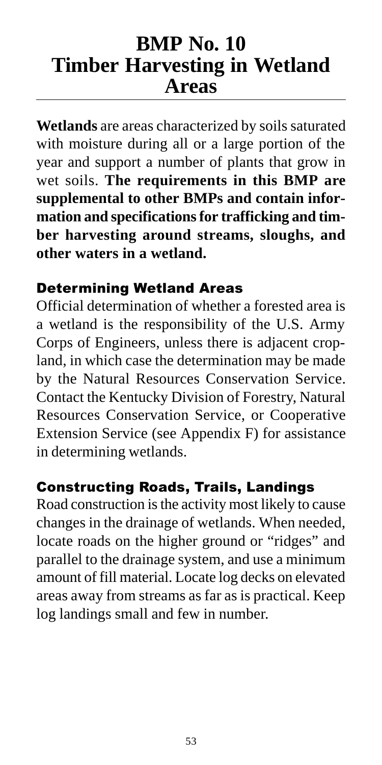# BMP No. 10 Timber Harvesting in Wetland Areas

**Wetlands** are areas characterized by soils saturated with moisture during all or a large portion of the year and support a number of plants that grow in wet soils. **The requirements in this BMP are supplemental to other BMPs and contain information and specifications for trafficking and timber harvesting around streams, sloughs, and other waters in a wetland.**

## Determining Wetland Areas

Official determination of whether a forested area is a wetland is the responsibility of the U.S. Army Corps of Engineers, unless there is adjacent cropland, in which case the determination may be made by the Natural Resources Conservation Service. Contact the Kentucky Division of Forestry, Natural Resources Conservation Service, or Cooperative Extension Service (see Appendix F) for assistance in determining wetlands.

## Constructing Roads, Trails, Landings

Road construction is the activity most likely to cause changes in the drainage of wetlands. When needed, locate roads on the higher ground or "ridges" and parallel to the drainage system, and use a minimum amount of fill material. Locate log decks on elevated areas away from streams as far as is practical. Keep log landings small and few in number.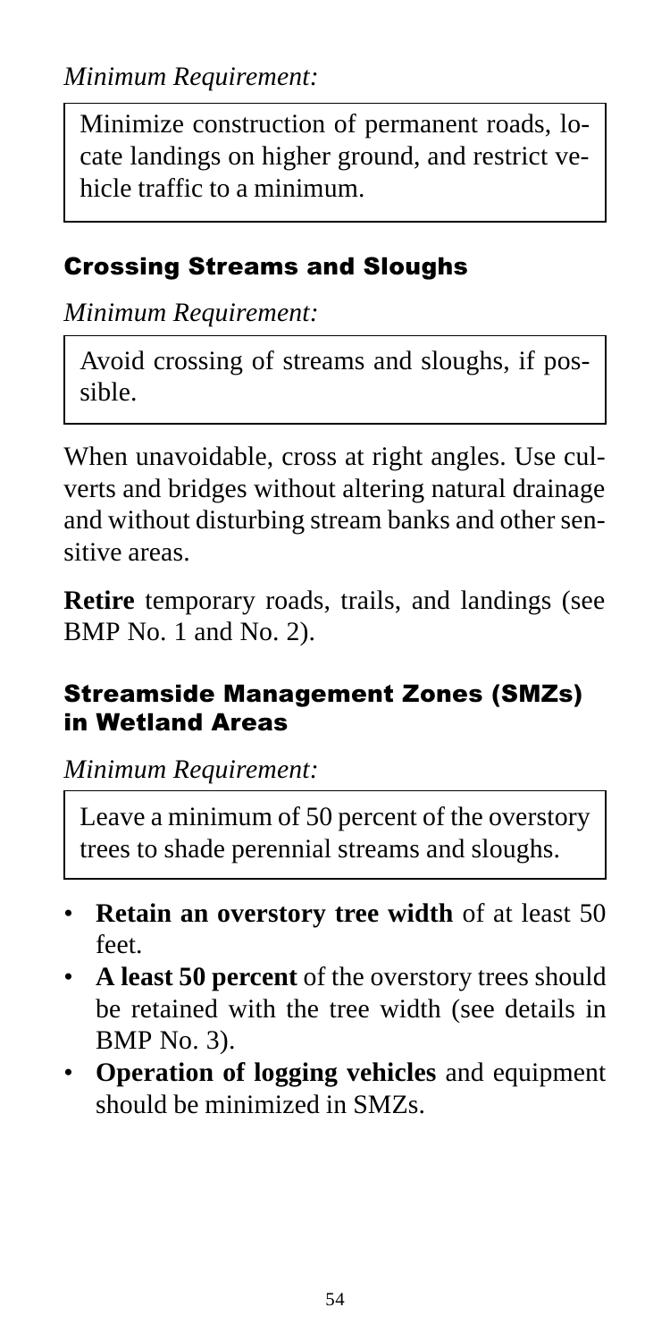*Minimum Requirement:*

> Minimize construction of permanent roads, locate landings on higher ground, and restrict vehicle traffic to a minimum.

## Crossing Streams and Sloughs

*Minimum Requirement:*

> Avoid crossing of streams and sloughs, if possible.

When unavoidable, cross at right angles. Use culverts and bridges without altering natural drainage and without disturbing stream banks and other sensitive areas.

**Retire** temporary roads, trails, and landings (see BMP No. 1 and No. 2).

## Streamside Management Zones (SMZs) in Wetland Areas

*Minimum Requirement:*

> Leave a minimum of 50 percent of the overstory trees to shade perennial streams and sloughs.

- **Retain an overstory tree width** of at least 50 feet.
- **A least 50 percent** of the overstory trees should be retained with the tree width (see details in BMP No. 3).
- **Operation of logging vehicles** and equipment should be minimized in SMZs.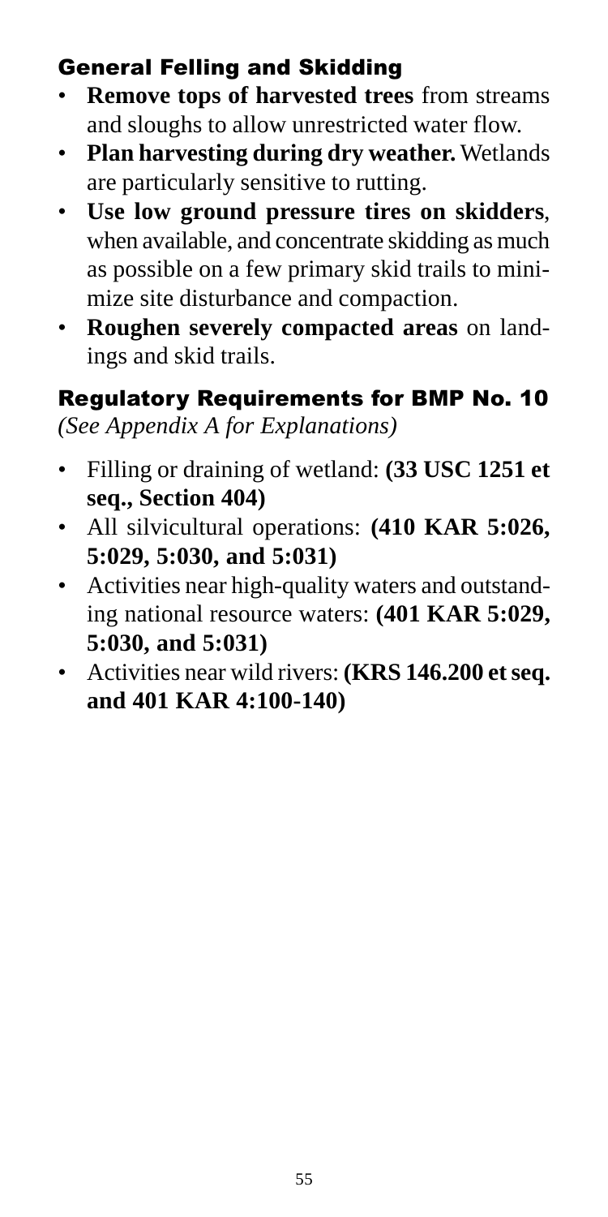### General Felling and Skidding

- **Remove tops of harvested trees** from streams and sloughs to allow unrestricted water flow.
- **Plan harvesting during dry weather.** Wetlands are particularly sensitive to rutting.
- **Use low ground pressure tires on skidders**, when available, and concentrate skidding as much as possible on a few primary skid trails to minimize site disturbance and compaction.
- **Roughen severely compacted areas** on landings and skid trails.

### Regulatory Requirements for BMP No. 10

*(See Appendix A for Explanations)*

- Filling or draining of wetland: **(33 USC 1251 et seq., Section 404)**
- All silvicultural operations: **(410 KAR 5:026, 5:029, 5:030, and 5:031)**
- Activities near high-quality waters and outstanding national resource waters: **(401 KAR 5:029, 5:030, and 5:031)**
- Activities near wild rivers: **(KRS 146.200 et seq. and 401 KAR 4:100-140)**